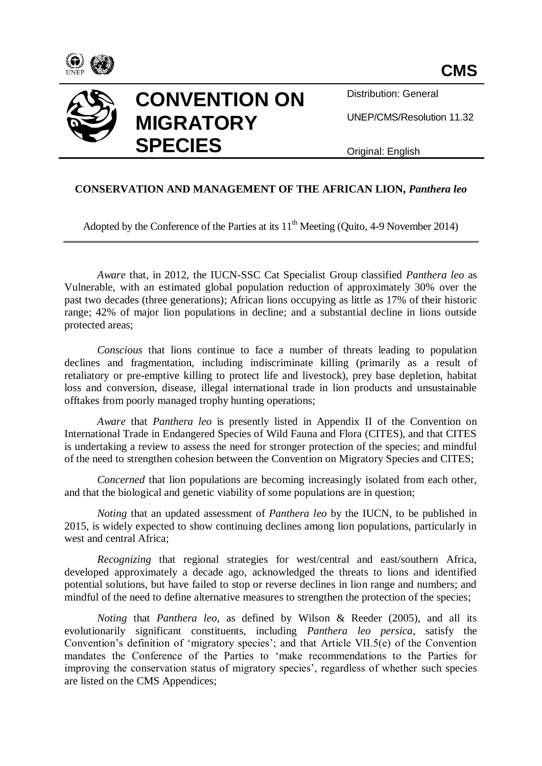CMS

# CONVENTION ON MIGRATORY SPECIES

Distribution: General

UNEP/CMS/Resolution 11.32

Original: English

## CONSERVATION AND MANAGEMENT OF THE AFRICAN LION, *Panthera leo*

Adopted by the Conference of the Parties at its 11th Meeting (Quito, 4-9 November 2014)

---

*Aware* that, in 2012, the IUCN-SSC Cat Specialist Group classified *Panthera leo* as Vulnerable, with an estimated global population reduction of approximately 30% over the past two decades (three generations); African lions occupying as little as 17% of their historic range; 42% of major lion populations in decline; and a substantial decline in lions outside protected areas;

*Conscious* that lions continue to face a number of threats leading to population declines and fragmentation, including indiscriminate killing (primarily as a result of retaliatory or pre-emptive killing to protect life and livestock), prey base depletion, habitat loss and conversion, disease, illegal international trade in lion products and unsustainable offtakes from poorly managed trophy hunting operations;

*Aware* that *Panthera leo* is presently listed in Appendix II of the Convention on International Trade in Endangered Species of Wild Fauna and Flora (CITES), and that CITES is undertaking a review to assess the need for stronger protection of the species; and mindful of the need to strengthen cohesion between the Convention on Migratory Species and CITES;

*Concerned* that lion populations are becoming increasingly isolated from each other, and that the biological and genetic viability of some populations are in question;

*Noting* that an updated assessment of *Panthera leo* by the IUCN, to be published in 2015, is widely expected to show continuing declines among lion populations, particularly in west and central Africa;

*Recognizing* that regional strategies for west/central and east/southern Africa, developed approximately a decade ago, acknowledged the threats to lions and identified potential solutions, but have failed to stop or reverse declines in lion range and numbers; and mindful of the need to define alternative measures to strengthen the protection of the species;

*Noting* that *Panthera leo*, as defined by Wilson & Reeder (2005), and all its evolutionarily significant constituents, including *Panthera leo persica*, satisfy the Convention's definition of 'migratory species'; and that Article VII.5(e) of the Convention mandates the Conference of the Parties to 'make recommendations to the Parties for improving the conservation status of migratory species', regardless of whether such species are listed on the CMS Appendices;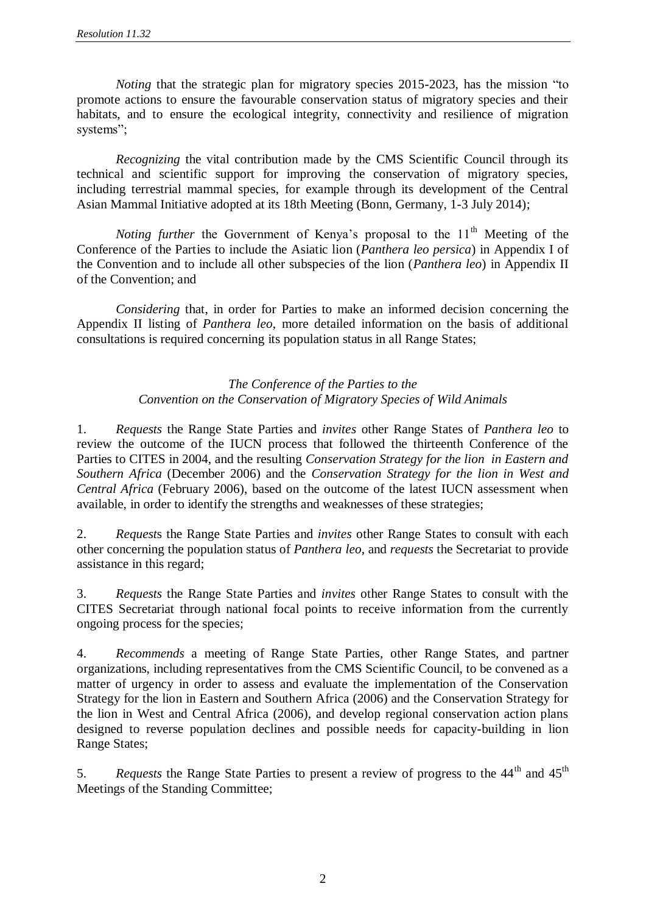*Noting* that the strategic plan for migratory species 2015-2023, has the mission "to promote actions to ensure the favourable conservation status of migratory species and their habitats, and to ensure the ecological integrity, connectivity and resilience of migration systems";

*Recognizing* the vital contribution made by the CMS Scientific Council through its technical and scientific support for improving the conservation of migratory species, including terrestrial mammal species, for example through its development of the Central Asian Mammal Initiative adopted at its 18th Meeting (Bonn, Germany, 1-3 July 2014);

*Noting further* the Government of Kenya's proposal to the 11th Meeting of the Conference of the Parties to include the Asiatic lion (*Panthera leo persica*) in Appendix I of the Convention and to include all other subspecies of the lion (*Panthera leo*) in Appendix II of the Convention; and

*Considering* that, in order for Parties to make an informed decision concerning the Appendix II listing of *Panthera leo*, more detailed information on the basis of additional consultations is required concerning its population status in all Range States;

*The Conference of the Parties to the*
*Convention on the Conservation of Migratory Species of Wild Animals*

1. *Requests* the Range State Parties and *invites* other Range States of *Panthera leo* to review the outcome of the IUCN process that followed the thirteenth Conference of the Parties to CITES in 2004, and the resulting *Conservation Strategy for the lion in Eastern and Southern Africa* (December 2006) and the *Conservation Strategy for the lion in West and Central Africa* (February 2006), based on the outcome of the latest IUCN assessment when available, in order to identify the strengths and weaknesses of these strategies;

2. *Requests* the Range State Parties and *invites* other Range States to consult with each other concerning the population status of *Panthera leo*, and *requests* the Secretariat to provide assistance in this regard;

3. *Requests* the Range State Parties and *invites* other Range States to consult with the CITES Secretariat through national focal points to receive information from the currently ongoing process for the species;

4. *Recommends* a meeting of Range State Parties, other Range States, and partner organizations, including representatives from the CMS Scientific Council, to be convened as a matter of urgency in order to assess and evaluate the implementation of the Conservation Strategy for the lion in Eastern and Southern Africa (2006) and the Conservation Strategy for the lion in West and Central Africa (2006), and develop regional conservation action plans designed to reverse population declines and possible needs for capacity-building in lion Range States;

5. *Requests* the Range State Parties to present a review of progress to the 44th and 45th Meetings of the Standing Committee;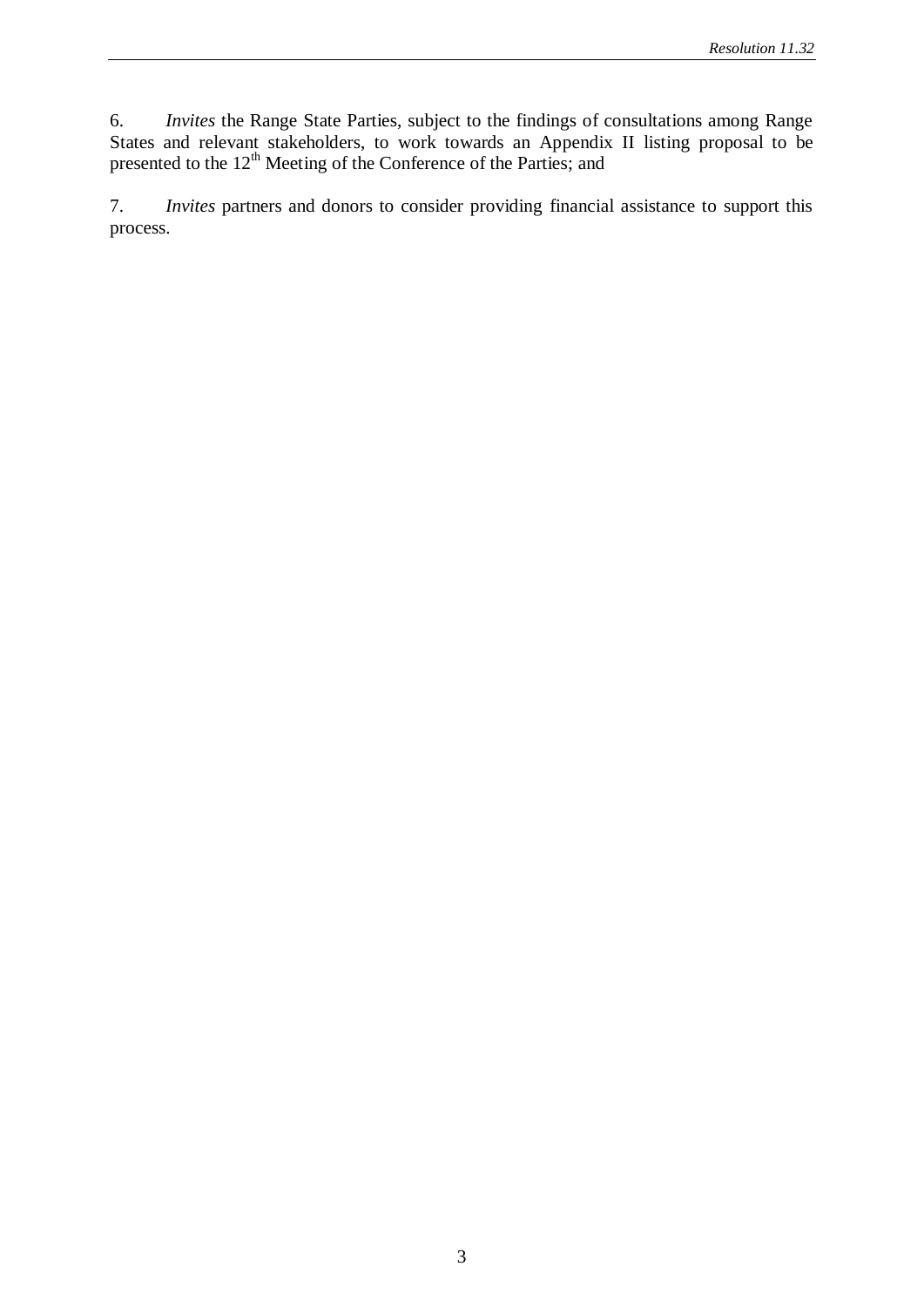6. *Invites* the Range State Parties, subject to the findings of consultations among Range States and relevant stakeholders, to work towards an Appendix II listing proposal to be presented to the 12th Meeting of the Conference of the Parties; and

7. *Invites* partners and donors to consider providing financial assistance to support this process.